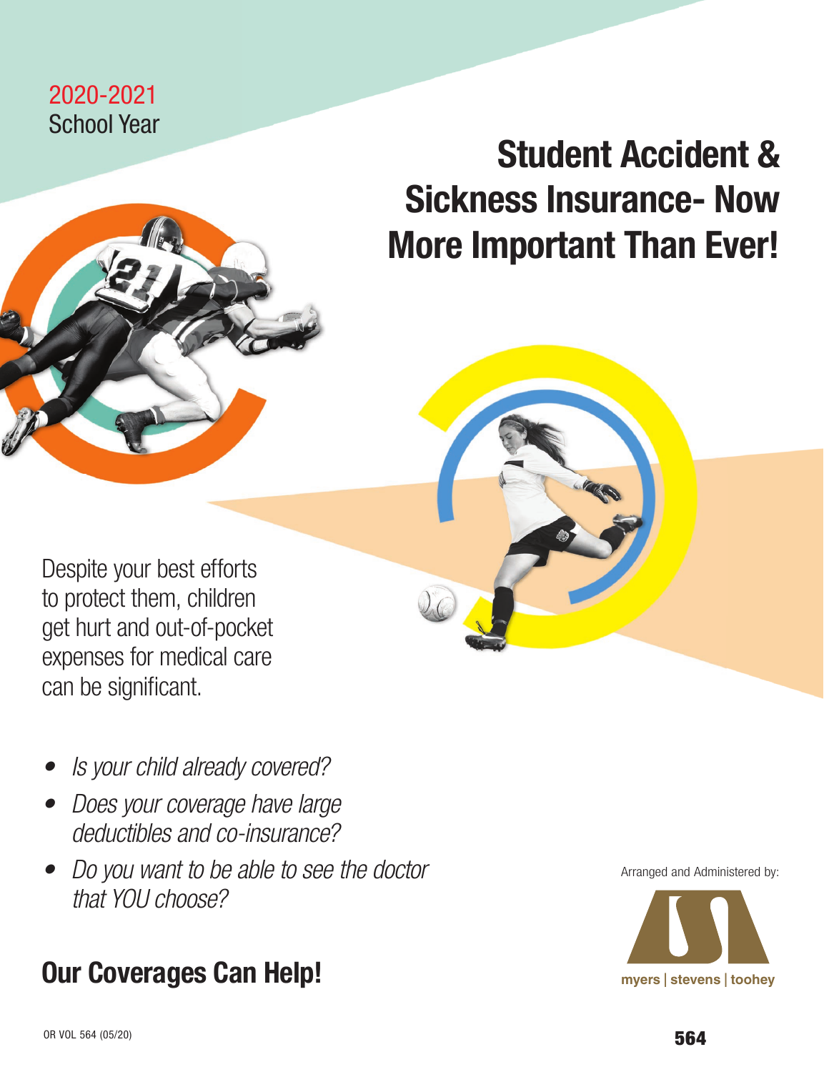2020-2021
School Year

# Student Accident & Sickness Insurance- Now More Important Than Ever!

Despite your best efforts to protect them, children get hurt and out-of-pocket expenses for medical care can be significant.

- *Is your child already covered?*
- *Does your coverage have large deductibles and co-insurance?*
- *Do you want to be able to see the doctor that YOU choose?*

## Our Coverages Can Help!

Arranged and Administered by:

myers | stevens | toohey

OR VOL 564 (05/20)

564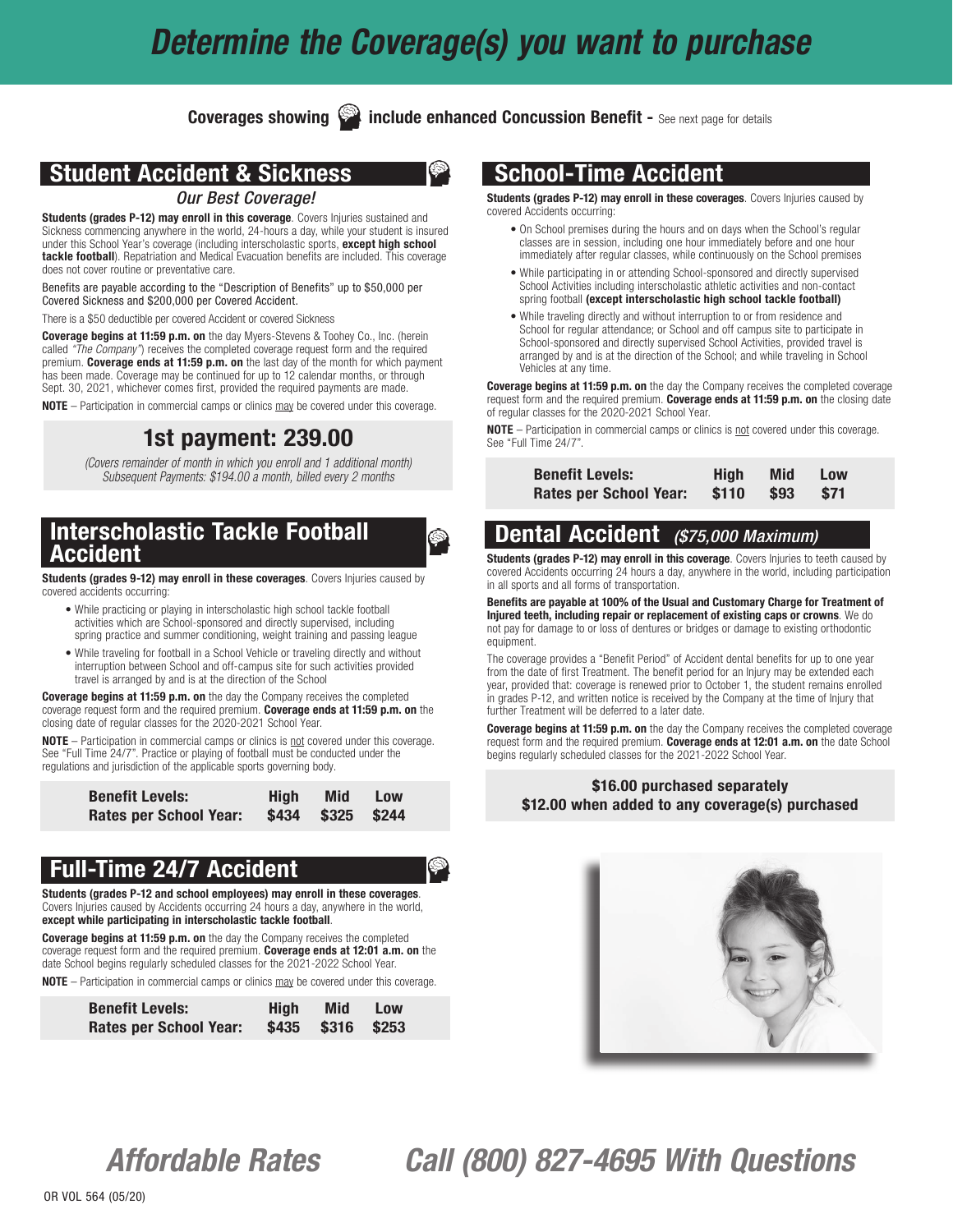# Determine the Coverage(s) you want to purchase

**Coverages showing include enhanced Concussion Benefit -** See next page for details

## Student Accident & Sickness

*Our Best Coverage!*

**Students (grades P-12) may enroll in this coverage**. Covers Injuries sustained and Sickness commencing anywhere in the world, 24-hours a day, while your student is insured under this School Year's coverage (including interscholastic sports, **except high school tackle football**). Repatriation and Medical Evacuation benefits are included. This coverage does not cover routine or preventative care.

Benefits are payable according to the "Description of Benefits" up to $50,000 per Covered Sickness and $200,000 per Covered Accident.

There is a $50 deductible per covered Accident or covered Sickness

**Coverage begins at 11:59 p.m. on** the day Myers-Stevens & Toohey Co., Inc. (herein called *"The Company"*) receives the completed coverage request form and the required premium. **Coverage ends at 11:59 p.m. on** the last day of the month for which payment has been made. Coverage may be continued for up to 12 calendar months, or through Sept. 30, 2021, whichever comes first, provided the required payments are made.

**NOTE** – Participation in commercial camps or clinics may be covered under this coverage.

### 1st payment: 239.00

*(Covers remainder of month in which you enroll and 1 additional month)*
*Subsequent Payments: $194.00 a month, billed every 2 months*

## Interscholastic Tackle Football Accident

**Students (grades 9-12) may enroll in these coverages**. Covers Injuries caused by covered accidents occurring:

- While practicing or playing in interscholastic high school tackle football activities which are School-sponsored and directly supervised, including spring practice and summer conditioning, weight training and passing league
- While traveling for football in a School Vehicle or traveling directly and without interruption between School and off-campus site for such activities provided travel is arranged by and is at the direction of the School

**Coverage begins at 11:59 p.m. on** the day the Company receives the completed coverage request form and the required premium. **Coverage ends at 11:59 p.m. on** the closing date of regular classes for the 2020-2021 School Year.

**NOTE** – Participation in commercial camps or clinics is not covered under this coverage. See "Full Time 24/7". Practice or playing of football must be conducted under the regulations and jurisdiction of the applicable sports governing body.

| Benefit Levels: | High | Mid | Low |
|---|---|---|---|
| Rates per School Year: | $434 | $325 | $244 |

## Full-Time 24/7 Accident

**Students (grades P-12 and school employees) may enroll in these coverages**. Covers Injuries caused by Accidents occurring 24 hours a day, anywhere in the world, **except while participating in interscholastic tackle football**.

**Coverage begins at 11:59 p.m. on** the day the Company receives the completed coverage request form and the required premium. **Coverage ends at 12:01 a.m. on** the date School begins regularly scheduled classes for the 2021-2022 School Year.

**NOTE** – Participation in commercial camps or clinics may be covered under this coverage.

| Benefit Levels: | High | Mid | Low |
|---|---|---|---|
| Rates per School Year: | $435 | $316 | $253 |

## School-Time Accident

**Students (grades P-12) may enroll in these coverages**. Covers Injuries caused by covered Accidents occurring:

- On School premises during the hours and on days when the School's regular classes are in session, including one hour immediately before and one hour immediately after regular classes, while continuously on the School premises
- While participating in or attending School-sponsored and directly supervised School Activities including interscholastic athletic activities and non-contact spring football **(except interscholastic high school tackle football)**
- While traveling directly and without interruption to or from residence and School for regular attendance; or School and off campus site to participate in School-sponsored and directly supervised School Activities, provided travel is arranged by and is at the direction of the School; and while traveling in School Vehicles at any time.

**Coverage begins at 11:59 p.m. on** the day the Company receives the completed coverage request form and the required premium. **Coverage ends at 11:59 p.m. on** the closing date of regular classes for the 2020-2021 School Year.

**NOTE** – Participation in commercial camps or clinics is not covered under this coverage. See "Full Time 24/7".

| Benefit Levels: | High | Mid | Low |
|---|---|---|---|
| Rates per School Year: | $110 | $93 | $71 |

## Dental Accident *($75,000 Maximum)*

**Students (grades P-12) may enroll in this coverage**. Covers Injuries to teeth caused by covered Accidents occurring 24 hours a day, anywhere in the world, including participation in all sports and all forms of transportation.

**Benefits are payable at 100% of the Usual and Customary Charge for Treatment of Injured teeth, including repair or replacement of existing caps or crowns**. We do not pay for damage to or loss of dentures or bridges or damage to existing orthodontic equipment.

The coverage provides a "Benefit Period" of Accident dental benefits for up to one year from the date of first Treatment. The benefit period for an Injury may be extended each year, provided that: coverage is renewed prior to October 1, the student remains enrolled in grades P-12, and written notice is received by the Company at the time of Injury that further Treatment will be deferred to a later date.

**Coverage begins at 11:59 p.m. on** the day the Company receives the completed coverage request form and the required premium. **Coverage ends at 12:01 a.m. on** the date School begins regularly scheduled classes for the 2021-2022 School Year.

**$16.00 purchased separately**
**$12.00 when added to any coverage(s) purchased**

*Affordable Rates* *Call (800) 827-4695 With Questions*

OR VOL 564 (05/20)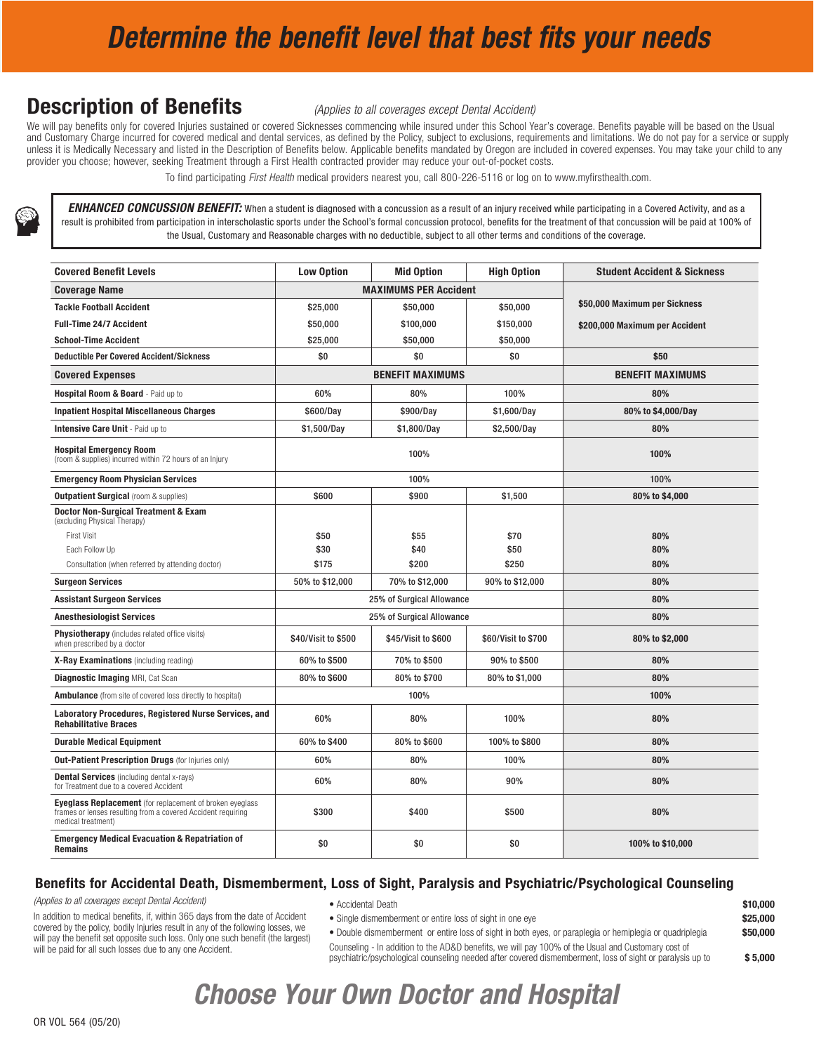# Determine the benefit level that best fits your needs

## Description of Benefits

*(Applies to all coverages except Dental Accident)*

We will pay benefits only for covered Injuries sustained or covered Sicknesses commencing while insured under this School Year's coverage. Benefits payable will be based on the Usual and Customary Charge incurred for covered medical and dental services, as defined by the Policy, subject to exclusions, requirements and limitations. We do not pay for a service or supply unless it is Medically Necessary and listed in the Description of Benefits below. Applicable benefits mandated by Oregon are included in covered expenses. You may take your child to any provider you choose; however, seeking Treatment through a First Health contracted provider may reduce your out-of-pocket costs.

To find participating *First Health* medical providers nearest you, call 800-226-5116 or log on to www.myfirsthealth.com.

***ENHANCED CONCUSSION BENEFIT:*** When a student is diagnosed with a concussion as a result of an injury received while participating in a Covered Activity, and as a result is prohibited from participation in interscholastic sports under the School's formal concussion protocol, benefits for the treatment of that concussion will be paid at 100% of the Usual, Customary and Reasonable charges with no deductible, subject to all other terms and conditions of the coverage.

| Covered Benefit Levels | Low Option | Mid Option | High Option | Student Accident & Sickness |
|---|---|---|---|---|
| **Coverage Name** | **MAXIMUMS PER Accident** | | | |
| **Tackle Football Accident** | $25,000 | $50,000 | $50,000 | $50,000 Maximum per Sickness |
| **Full-Time 24/7 Accident** | $50,000 | $100,000 | $150,000 | $200,000 Maximum per Accident |
| **School-Time Accident** | $25,000 | $50,000 | $50,000 | |
| **Deductible Per Covered Accident/Sickness** | $0 | $0 | $0 | $50 |
| **Covered Expenses** | **BENEFIT MAXIMUMS** | | | **BENEFIT MAXIMUMS** |
| **Hospital Room & Board** - Paid up to | 60% | 80% | 100% | 80% |
| **Inpatient Hospital Miscellaneous Charges** | $600/Day | $900/Day | $1,600/Day | 80% to $4,000/Day |
| **Intensive Care Unit** - Paid up to | $1,500/Day | $1,800/Day | $2,500/Day | 80% |
| **Hospital Emergency Room** (room & supplies) incurred within 72 hours of an Injury | 100% | | | 100% |
| **Emergency Room Physician Services** | 100% | | | 100% |
| **Outpatient Surgical** (room & supplies) | $600 | $900 | $1,500 | 80% to $4,000 |
| **Doctor Non-Surgical Treatment & Exam** (excluding Physical Therapy) | | | | |
| First Visit | $50 | $55 | $70 | 80% |
| Each Follow Up | $30 | $40 | $50 | 80% |
| Consultation (when referred by attending doctor) | $175 | $200 | $250 | 80% |
| **Surgeon Services** | 50% to $12,000 | 70% to $12,000 | 90% to $12,000 | 80% |
| **Assistant Surgeon Services** | 25% of Surgical Allowance | | | 80% |
| **Anesthesiologist Services** | 25% of Surgical Allowance | | | 80% |
| **Physiotherapy** (includes related office visits) when prescribed by a doctor | $40/Visit to $500 | $45/Visit to $600 | $60/Visit to $700 | 80% to $2,000 |
| **X-Ray Examinations** (including reading) | 60% to $500 | 70% to $500 | 90% to $500 | 80% |
| **Diagnostic Imaging** MRI, Cat Scan | 80% to $600 | 80% to $700 | 80% to $1,000 | 80% |
| **Ambulance** (from site of covered loss directly to hospital) | 100% | | | 100% |
| **Laboratory Procedures, Registered Nurse Services, and Rehabilitative Braces** | 60% | 80% | 100% | 80% |
| **Durable Medical Equipment** | 60% to $400 | 80% to $600 | 100% to $800 | 80% |
| **Out-Patient Prescription Drugs** (for Injuries only) | 60% | 80% | 100% | 80% |
| **Dental Services** (including dental x-rays) for Treatment due to a covered Accident | 60% | 80% | 90% | 80% |
| **Eyeglass Replacement** (for replacement of broken eyeglass frames or lenses resulting from a covered Accident requiring medical treatment) | $300 | $400 | $500 | 80% |
| **Emergency Medical Evacuation & Repatriation of Remains** | $0 | $0 | $0 | 100% to $10,000 |

## Benefits for Accidental Death, Dismemberment, Loss of Sight, Paralysis and Psychiatric/Psychological Counseling

*(Applies to all coverages except Dental Accident)*

In addition to medical benefits, if, within 365 days from the date of Accident covered by the policy, bodily Injuries result in any of the following losses, we will pay the benefit set opposite such loss. Only one such benefit (the largest) will be paid for all such losses due to any one Accident.

- Accidental Death **$10,000**
- Single dismemberment or entire loss of sight in one eye **$25,000**
- Double dismemberment or entire loss of sight in both eyes, or paraplegia or hemiplegia or quadriplegia **$50,000**

Counseling - In addition to the AD&D benefits, we will pay 100% of the Usual and Customary cost of psychiatric/psychological counseling needed after covered dismemberment, loss of sight or paralysis up to **$ 5,000**

# Choose Your Own Doctor and Hospital

OR VOL 564 (05/20)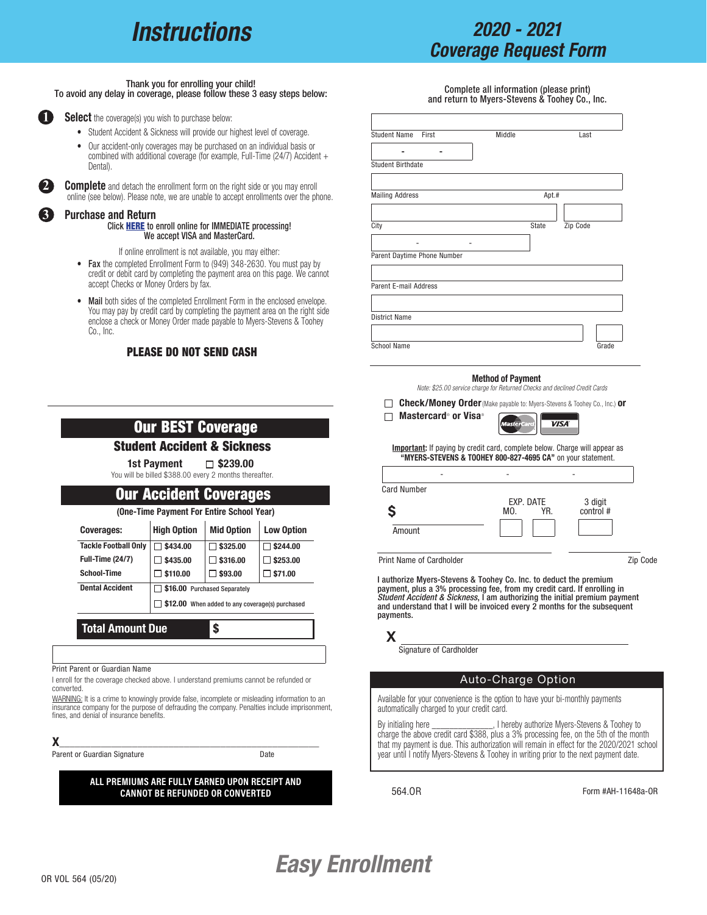# Instructions

## 2020 - 2021 Coverage Request Form

Thank you for enrolling your child!
To avoid any delay in coverage, please follow these 3 easy steps below:

1. **Select** the coverage(s) you wish to purchase below:
   - Student Accident & Sickness will provide our highest level of coverage.
   - Our accident-only coverages may be purchased on an individual basis or combined with additional coverage (for example, Full-Time (24/7) Accident + Dental).
2. **Complete** and detach the enrollment form on the right side or you may enroll online (see below). Please note, we are unable to accept enrollments over the phone.
3. **Purchase and Return**
   Click **HERE** to enroll online for IMMEDIATE processing!
   We accept VISA and MasterCard.

   If online enrollment is not available, you may either:
   - **Fax** the completed Enrollment Form to (949) 348-2630. You must pay by credit or debit card by completing the payment area on this page. We cannot accept Checks or Money Orders by fax.
   - **Mail** both sides of the completed Enrollment Form in the enclosed envelope. You may pay by credit card by completing the payment area on the right side or enclose a check or Money Order made payable to Myers-Stevens & Toohey Co., Inc.

**PLEASE DO NOT SEND CASH**

## Our BEST Coverage

### Student Accident & Sickness

1st Payment ☐ $239.00

You will be billed $388.00 every 2 months thereafter.

## Our Accident Coverages

**(One-Time Payment For Entire School Year)**

| Coverages: | High Option | Mid Option | Low Option |
|---|---|---|---|
| Tackle Football Only | ☐ $434.00 | ☐ $325.00 | ☐ $244.00 |
| Full-Time (24/7) | ☐ $435.00 | ☐ $316.00 | ☐ $253.00 |
| School-Time | ☐ $110.00 | ☐ $93.00 | ☐ $71.00 |
| Dental Accident | ☐ $16.00 Purchased Separately | | |
| | ☐ $12.00 When added to any coverage(s) purchased | | |

**Total Amount Due** $

Print Parent or Guardian Name

I enroll for the coverage checked above. I understand premiums cannot be refunded or converted.

WARNING: It is a crime to knowingly provide false, incomplete or misleading information to an insurance company for the purpose of defrauding the company. Penalties include imprisonment, fines, and denial of insurance benefits.

X ______________________________________________

Parent or Guardian Signature  Date

**ALL PREMIUMS ARE FULLY EARNED UPON RECEIPT AND CANNOT BE REFUNDED OR CONVERTED**

Complete all information (please print) and return to Myers-Stevens & Toohey Co., Inc.

Student Name First  Middle  Last

Student Birthdate  - -

Mailing Address  Apt.#

City  State  Zip Code

Parent Daytime Phone Number  - -

Parent E-mail Address

District Name

School Name  Grade

### Method of Payment

*Note: $25.00 service charge for Returned Checks and declined Credit Cards*

☐ **Check/Money Order** (Make payable to: Myers-Stevens & Toohey Co., Inc.) **or**

☐ **Mastercard® or Visa®**

**Important:** If paying by credit card, complete below. Charge will appear as **"MYERS-STEVENS & TOOHEY 800-827-4695 CA"** on your statement.

Card Number  - - -

$ Amount

EXP. DATE MO. YR.

3 digit control #

Print Name of Cardholder  Zip Code

**I authorize Myers-Stevens & Toohey Co. Inc. to deduct the premium payment, plus a 3% processing fee, from my credit card. If enrolling in *Student Accident & Sickness*, I am authorizing the initial premium payment and understand that I will be invoiced every 2 months for the subsequent payments.**

X ______________________________________________

Signature of Cardholder

### Auto-Charge Option

Available for your convenience is the option to have your bi-monthly payments automatically charged to your credit card.

By initialing here _______________, I hereby authorize Myers-Stevens & Toohey to charge the above credit card $388, plus a 3% processing fee, on the 5th of the month that my payment is due. This authorization will remain in effect for the 2020/2021 school year until I notify Myers-Stevens & Toohey in writing prior to the next payment date.

564.OR  Form #AH-11648a-OR

# Easy Enrollment

OR VOL 564 (05/20)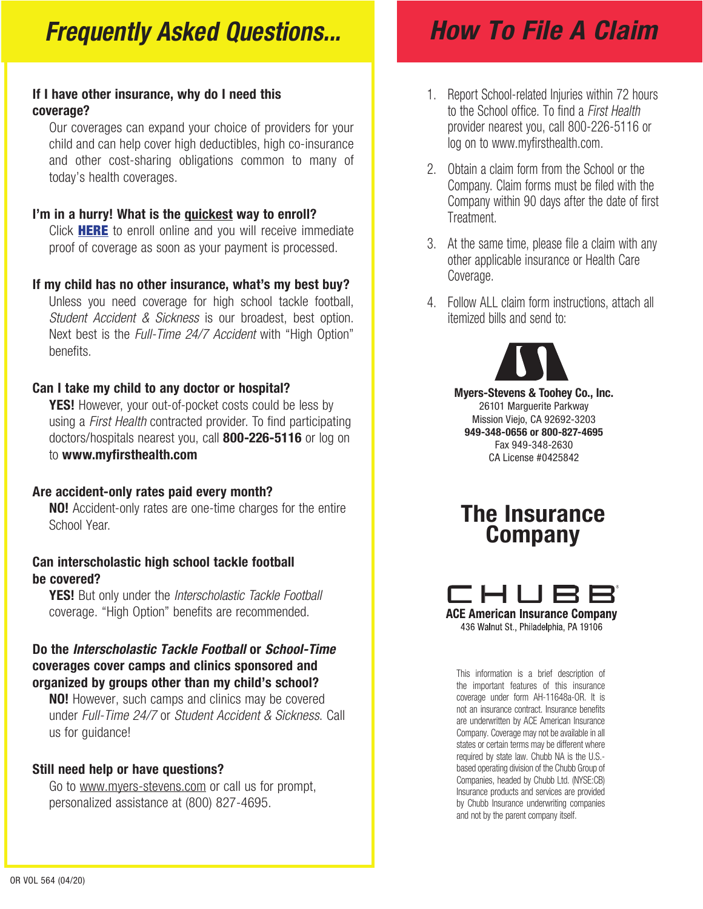# Frequently Asked Questions...

**If I have other insurance, why do I need this coverage?**

Our coverages can expand your choice of providers for your child and can help cover high deductibles, high co-insurance and other cost-sharing obligations common to many of today's health coverages.

**I'm in a hurry! What is the quickest way to enroll?**

Click **HERE** to enroll online and you will receive immediate proof of coverage as soon as your payment is processed.

**If my child has no other insurance, what's my best buy?**

Unless you need coverage for high school tackle football, *Student Accident & Sickness* is our broadest, best option. Next best is the *Full-Time 24/7 Accident* with "High Option" benefits.

**Can I take my child to any doctor or hospital?**

**YES!** However, your out-of-pocket costs could be less by using a *First Health* contracted provider. To find participating doctors/hospitals nearest you, call **800-226-5116** or log on to **www.myfirsthealth.com**

**Are accident-only rates paid every month?**

**NO!** Accident-only rates are one-time charges for the entire School Year.

**Can interscholastic high school tackle football be covered?**

**YES!** But only under the *Interscholastic Tackle Football* coverage. "High Option" benefits are recommended.

**Do the *Interscholastic Tackle Football* or *School-Time* coverages cover camps and clinics sponsored and organized by groups other than my child's school?**

**NO!** However, such camps and clinics may be covered under *Full-Time 24/7* or *Student Accident & Sickness*. Call us for guidance!

**Still need help or have questions?**

Go to www.myers-stevens.com or call us for prompt, personalized assistance at (800) 827-4695.

# How To File A Claim

1. Report School-related Injuries within 72 hours to the School office. To find a *First Health* provider nearest you, call 800-226-5116 or log on to www.myfirsthealth.com.
2. Obtain a claim form from the School or the Company. Claim forms must be filed with the Company within 90 days after the date of first Treatment.
3. At the same time, please file a claim with any other applicable insurance or Health Care Coverage.
4. Follow ALL claim form instructions, attach all itemized bills and send to:

**Myers-Stevens & Toohey Co., Inc.**
26101 Marguerite Parkway
Mission Viejo, CA 92692-3203
**949-348-0656 or 800-827-4695**
Fax 949-348-2630
CA License #0425842

## The Insurance Company

CHUBB®
**ACE American Insurance Company**
436 Walnut St., Philadelphia, PA 19106

This information is a brief description of the important features of this insurance coverage under form AH-11648a-OR. It is not an insurance contract. Insurance benefits are underwritten by ACE American Insurance Company. Coverage may not be available in all states or certain terms may be different where required by state law. Chubb NA is the U.S.-based operating division of the Chubb Group of Companies, headed by Chubb Ltd. (NYSE:CB) Insurance products and services are provided by Chubb Insurance underwriting companies and not by the parent company itself.

OR VOL 564 (04/20)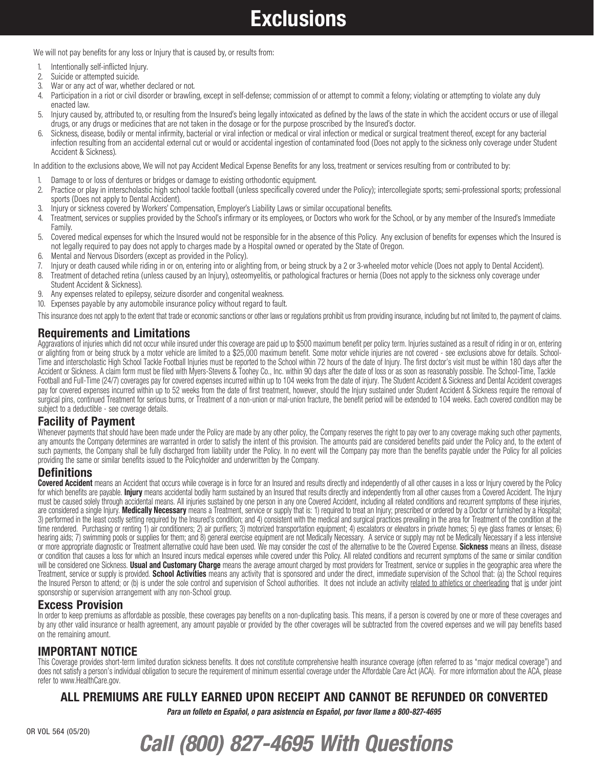# Exclusions

We will not pay benefits for any loss or Injury that is caused by, or results from:

1. Intentionally self-inflicted Injury.
2. Suicide or attempted suicide.
3. War or any act of war, whether declared or not.
4. Participation in a riot or civil disorder or brawling, except in self-defense; commission of or attempt to commit a felony; violating or attempting to violate any duly enacted law.
5. Injury caused by, attributed to, or resulting from the Insured's being legally intoxicated as defined by the laws of the state in which the accident occurs or use of illegal drugs, or any drugs or medicines that are not taken in the dosage or for the purpose proscribed by the Insured's doctor.
6. Sickness, disease, bodily or mental infirmity, bacterial or viral infection or medical or viral infection or medical or surgical treatment thereof, except for any bacterial infection resulting from an accidental external cut or would or accidental ingestion of contaminated food (Does not apply to the sickness only coverage under Student Accident & Sickness).

In addition to the exclusions above, We will not pay Accident Medical Expense Benefits for any loss, treatment or services resulting from or contributed to by:

1. Damage to or loss of dentures or bridges or damage to existing orthodontic equipment.
2. Practice or play in interscholastic high school tackle football (unless specifically covered under the Policy); intercollegiate sports; semi-professional sports; professional sports (Does not apply to Dental Accident).
3. Injury or sickness covered by Workers' Compensation, Employer's Liability Laws or similar occupational benefits.
4. Treatment, services or supplies provided by the School's infirmary or its employees, or Doctors who work for the School, or by any member of the Insured's Immediate Family.
5. Covered medical expenses for which the Insured would not be responsible for in the absence of this Policy. Any exclusion of benefits for expenses which the Insured is not legally required to pay does not apply to charges made by a Hospital owned or operated by the State of Oregon.
6. Mental and Nervous Disorders (except as provided in the Policy).
7. Injury or death caused while riding in or on, entering into or alighting from, or being struck by a 2 or 3-wheeled motor vehicle (Does not apply to Dental Accident).
8. Treatment of detached retina (unless caused by an Injury), osteomyelitis, or pathological fractures or hernia (Does not apply to the sickness only coverage under Student Accident & Sickness).
9. Any expenses related to epilepsy, seizure disorder and congenital weakness.
10. Expenses payable by any automobile insurance policy without regard to fault.

This insurance does not apply to the extent that trade or economic sanctions or other laws or regulations prohibit us from providing insurance, including but not limited to, the payment of claims.

## Requirements and Limitations

Aggravations of injuries which did not occur while insured under this coverage are paid up to $500 maximum benefit per policy term. Injuries sustained as a result of riding in or on, entering or alighting from or being struck by a motor vehicle are limited to a $25,000 maximum benefit. Some motor vehicle injuries are not covered - see exclusions above for details. School-Time and interscholastic High School Tackle Football Injuries must be reported to the School within 72 hours of the date of Injury. The first doctor's visit must be within 180 days after the Accident or Sickness. A claim form must be filed with Myers-Stevens & Toohey Co., Inc. within 90 days after the date of loss or as soon as reasonably possible. The School-Time, Tackle Football and Full-Time (24/7) coverages pay for covered expenses incurred within up to 104 weeks from the date of injury. The Student Accident & Sickness and Dental Accident coverages pay for covered expenses incurred within up to 52 weeks from the date of first treatment, however, should the Injury sustained under Student Accident & Sickness require the removal of surgical pins, continued Treatment for serious burns, or Treatment of a non-union or mal-union fracture, the benefit period will be extended to 104 weeks. Each covered condition may be subject to a deductible - see coverage details.

## Facility of Payment

Whenever payments that should have been made under the Policy are made by any other policy, the Company reserves the right to pay over to any coverage making such other payments, any amounts the Company determines are warranted in order to satisfy the intent of this provision. The amounts paid are considered benefits paid under the Policy and, to the extent of such payments, the Company shall be fully discharged from liability under the Policy. In no event will the Company pay more than the benefits payable under the Policy for all policies providing the same or similar benefits issued to the Policyholder and underwritten by the Company.

## Definitions

**Covered Accident** means an Accident that occurs while coverage is in force for an Insured and results directly and independently of all other causes in a loss or Injury covered by the Policy for which benefits are payable. **Injury** means accidental bodily harm sustained by an Insured that results directly and independently from all other causes from a Covered Accident. The Injury must be caused solely through accidental means. All injuries sustained by one person in any one Covered Accident, including all related conditions and recurrent symptoms of these injuries, are considered a single Injury. **Medically Necessary** means a Treatment, service or supply that is: 1) required to treat an Injury; prescribed or ordered by a Doctor or furnished by a Hospital; 3) performed in the least costly setting required by the Insured's condition; and 4) consistent with the medical and surgical practices prevailing in the area for Treatment of the condition at the time rendered. Purchasing or renting 1) air conditioners; 2) air purifiers; 3) motorized transportation equipment; 4) escalators or elevators in private homes; 5) eye glass frames or lenses; 6) hearing aids; 7) swimming pools or supplies for them; and 8) general exercise equipment are not Medically Necessary. A service or supply may not be Medically Necessary if a less intensive or more appropriate diagnostic or Treatment alternative could have been used. We may consider the cost of the alternative to be the Covered Expense. **Sickness** means an illness, disease or condition that causes a loss for which an Insured incurs medical expenses while covered under this Policy. All related conditions and recurrent symptoms of the same or similar condition will be considered one Sickness. **Usual and Customary Charge** means the average amount charged by most providers for Treatment, service or supplies in the geographic area where the Treatment, service or supply is provided. **School Activities** means any activity that is sponsored and under the direct, immediate supervision of the School that: (a) the School requires the Insured Person to attend; or (b) is under the sole control and supervision of School authorities. It does not include an activity related to athletics or cheerleading that is under joint sponsorship or supervision arrangement with any non-School group.

## Excess Provision

In order to keep premiums as affordable as possible, these coverages pay benefits on a non-duplicating basis. This means, if a person is covered by one or more of these coverages and by any other valid insurance or health agreement, any amount payable or provided by the other coverages will be subtracted from the covered expenses and we will pay benefits based on the remaining amount.

## IMPORTANT NOTICE

This Coverage provides short-term limited duration sickness benefits. It does not constitute comprehensive health insurance coverage (often referred to as "major medical coverage") and does not satisfy a person's individual obligation to secure the requirement of minimum essential coverage under the Affordable Care Act (ACA). For more information about the ACA, please refer to www.HealthCare.gov.

**ALL PREMIUMS ARE FULLY EARNED UPON RECEIPT AND CANNOT BE REFUNDED OR CONVERTED**

***Para un folleto en Español, o para asistencia en Español, por favor llame a 800-827-4695***

OR VOL 564 (05/20)

***Call (800) 827-4695 With Questions***